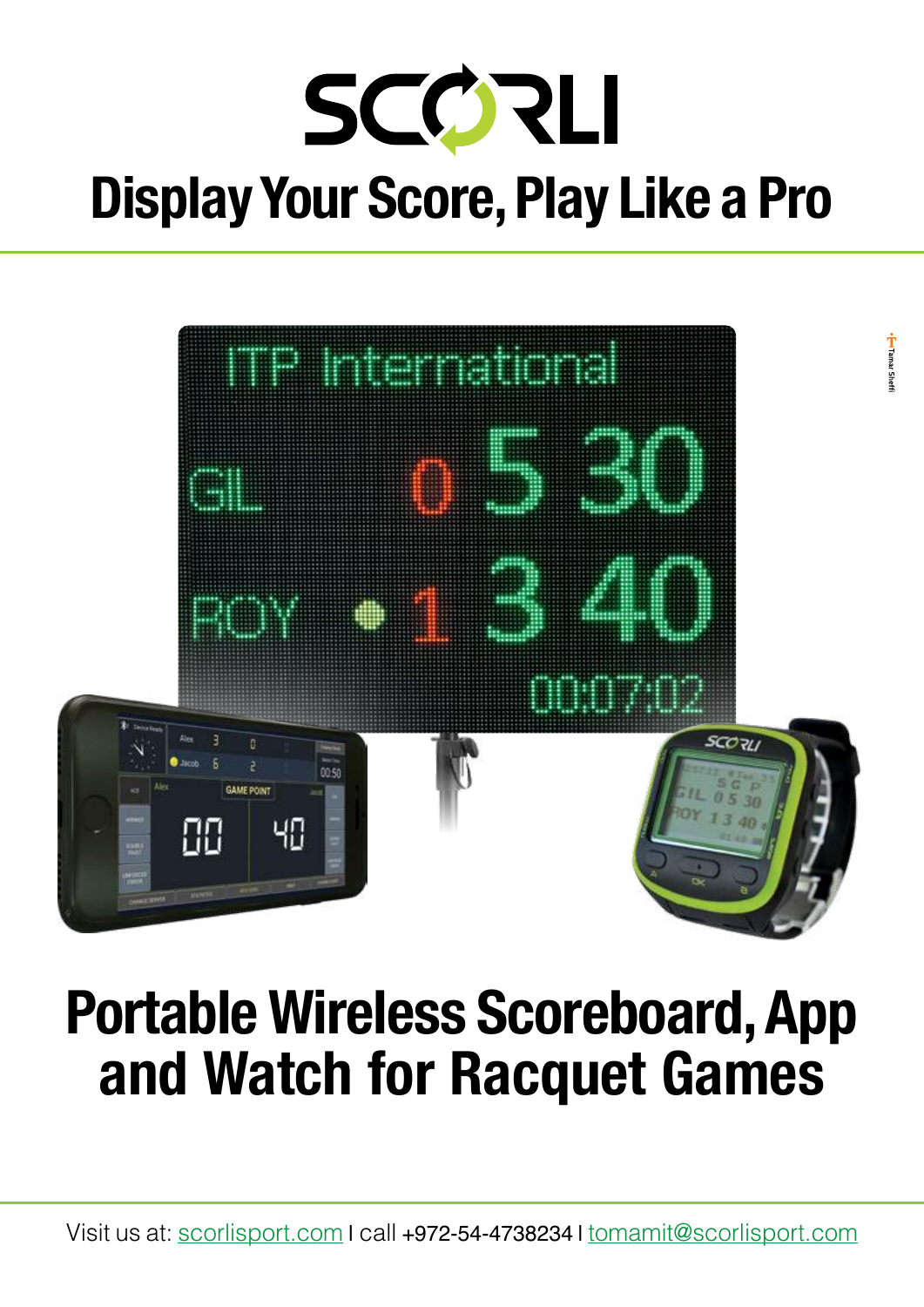# SCORLI

## Display Your Score, Play Like a Pro

## Portable Wireless Scoreboard, App and Watch for Racquet Games

Visit us at: scorlisport.com I call +972-54-4738234 I tomamit@scorlisport.com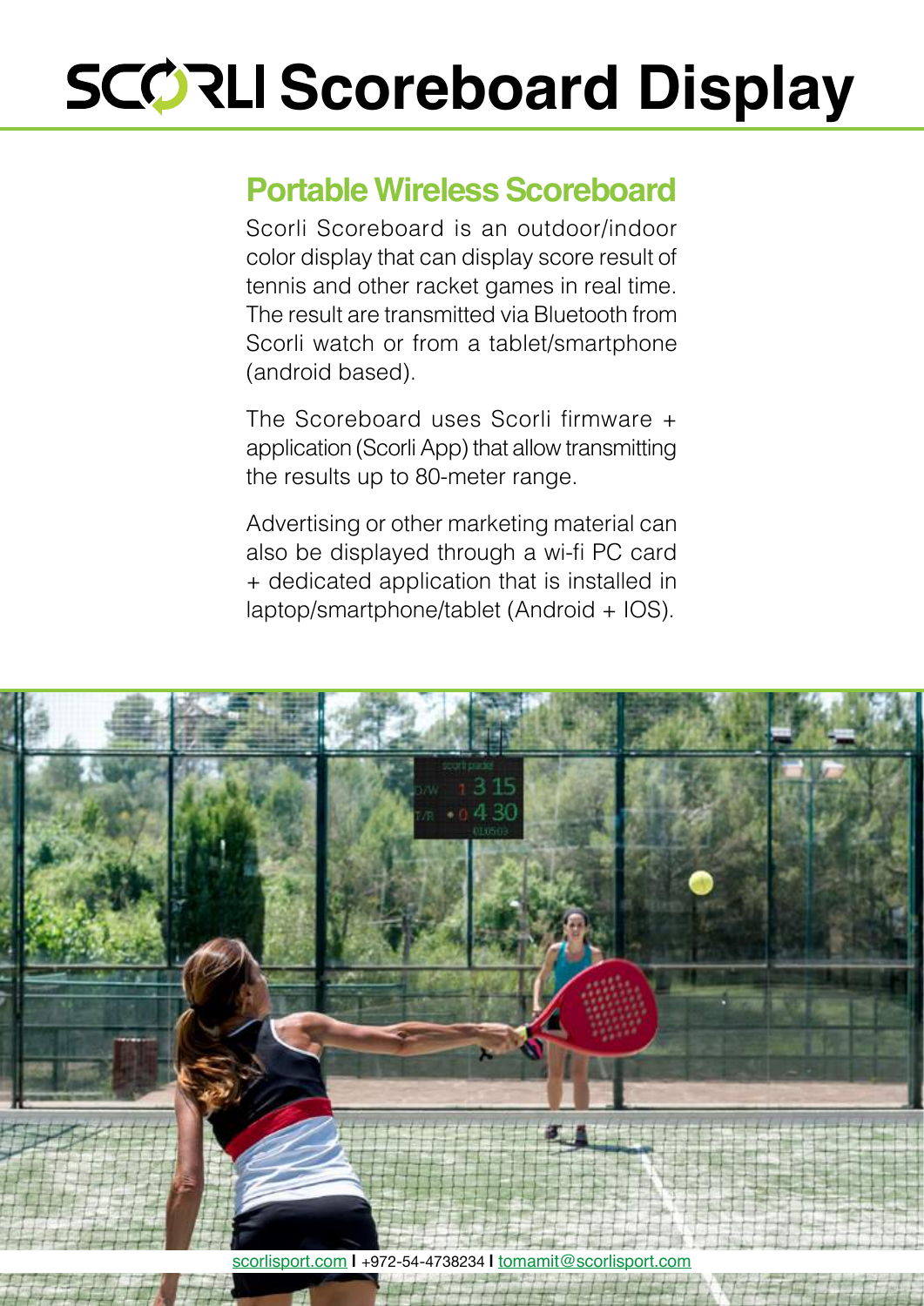# SCORLI Scoreboard Display

## Portable Wireless Scoreboard

Scorli Scoreboard is an outdoor/indoor color display that can display score result of tennis and other racket games in real time. The result are transmitted via Bluetooth from Scorli watch or from a tablet/smartphone (android based).

The Scoreboard uses Scorli firmware + application (Scorli App) that allow transmitting the results up to 80-meter range.

Advertising or other marketing material can also be displayed through a wi-fi PC card + dedicated application that is installed in laptop/smartphone/tablet (Android + IOS).

scorlisport.com | +972-54-4738234 | tomamit@scorlisport.com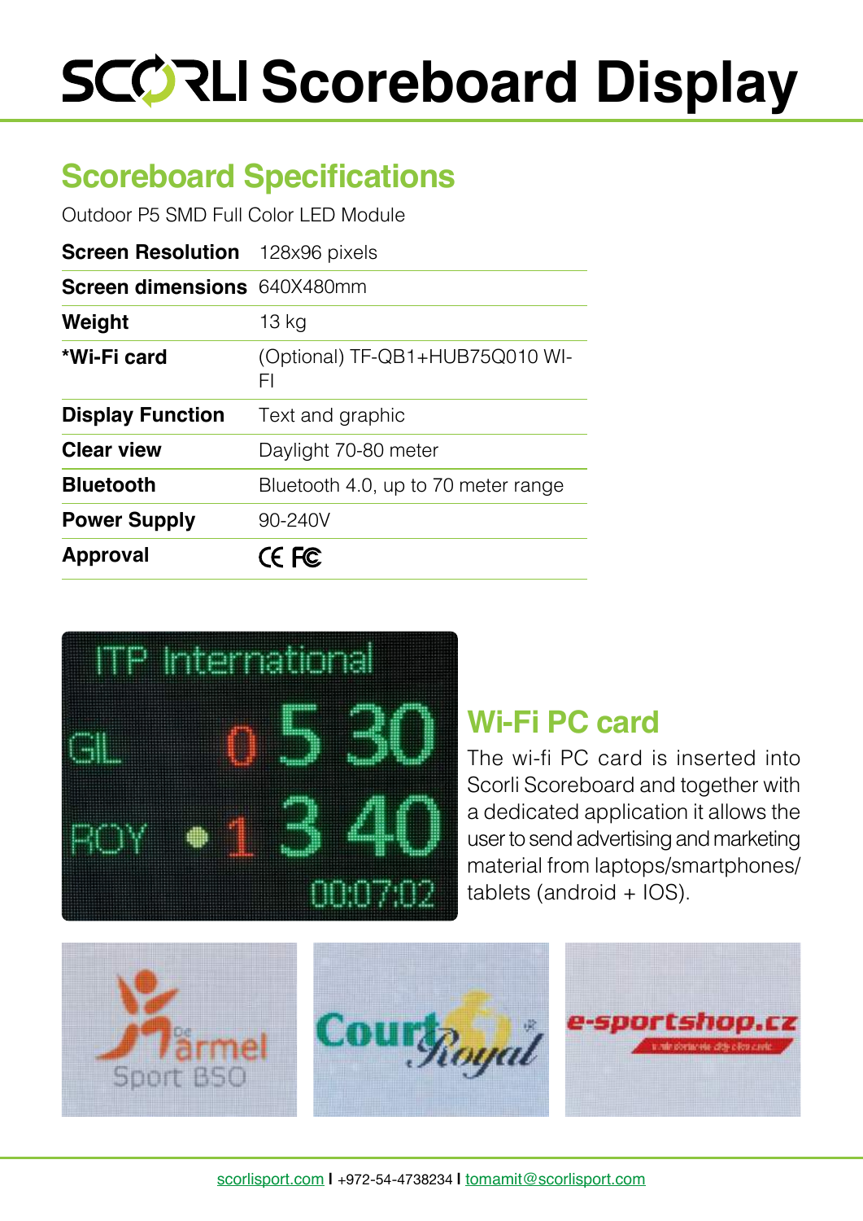# SCORLI Scoreboard Display

## Scoreboard Specifications

Outdoor P5 SMD Full Color LED Module

| | |
|---|---|
| **Screen Resolution** | 128x96 pixels |
| **Screen dimensions** | 640X480mm |
| **Weight** | 13 kg |
| ***Wi-Fi card** | (Optional) TF-QB1+HUB75Q010 WI-FI |
| **Display Function** | Text and graphic |
| **Clear view** | Daylight 70-80 meter |
| **Bluetooth** | Bluetooth 4.0, up to 70 meter range |
| **Power Supply** | 90-240V |
| **Approval** | CE FC |

## Wi-Fi PC card

The wi-fi PC card is inserted into Scorli Scoreboard and together with a dedicated application it allows the user to send advertising and marketing material from laptops/smartphones/tablets (android + IOS).

scorlisport.com I +972-54-4738234 I tomamit@scorlisport.com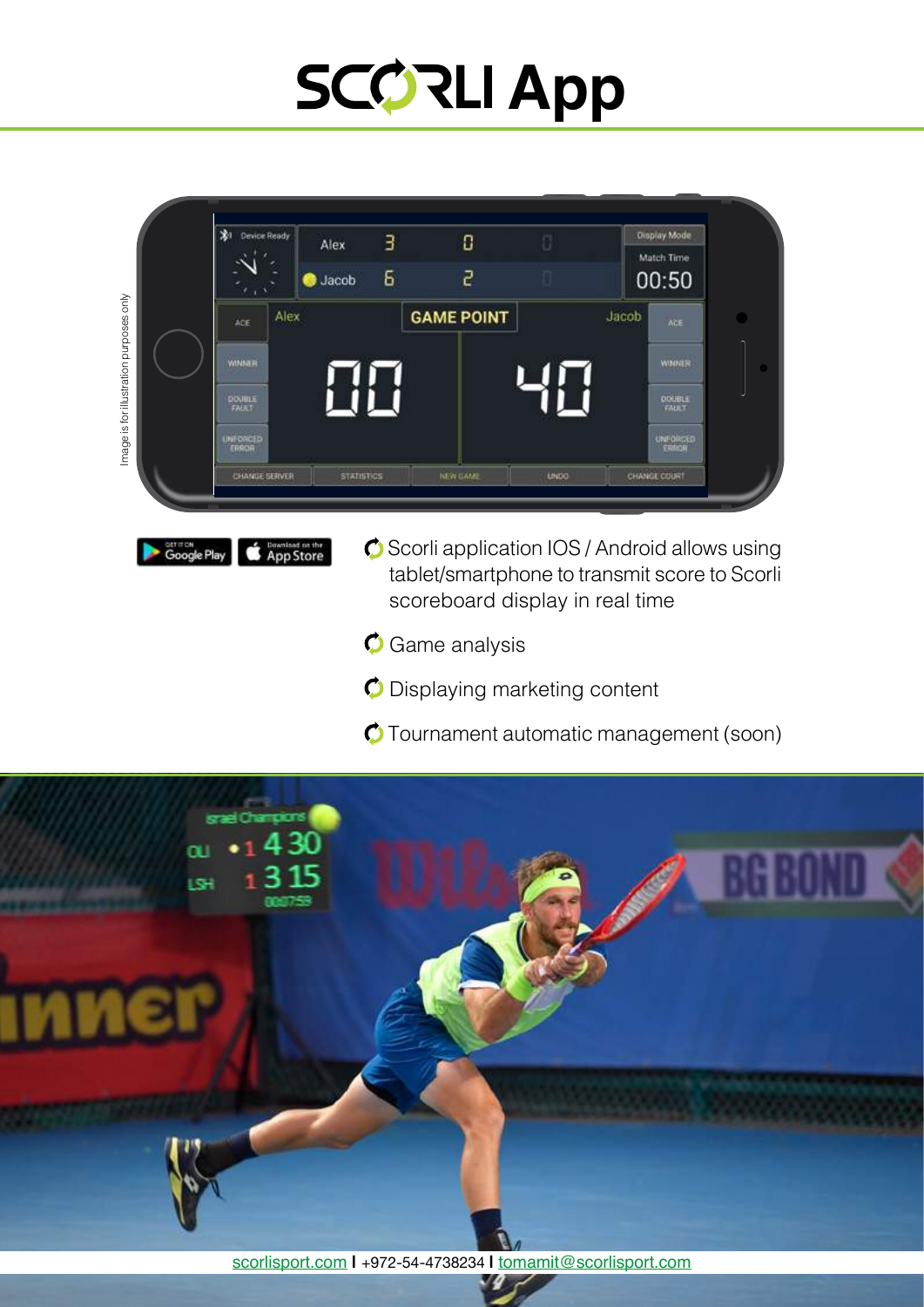# SCORLI App

Image is for illustration purposes only

- Scorli application IOS / Android allows using tablet/smartphone to transmit score to Scorli scoreboard display in real time
- Game analysis
- Displaying marketing content
- Tournament automatic management (soon)

scorlisport.com | +972-54-4738234 | tomamit@scorlisport.com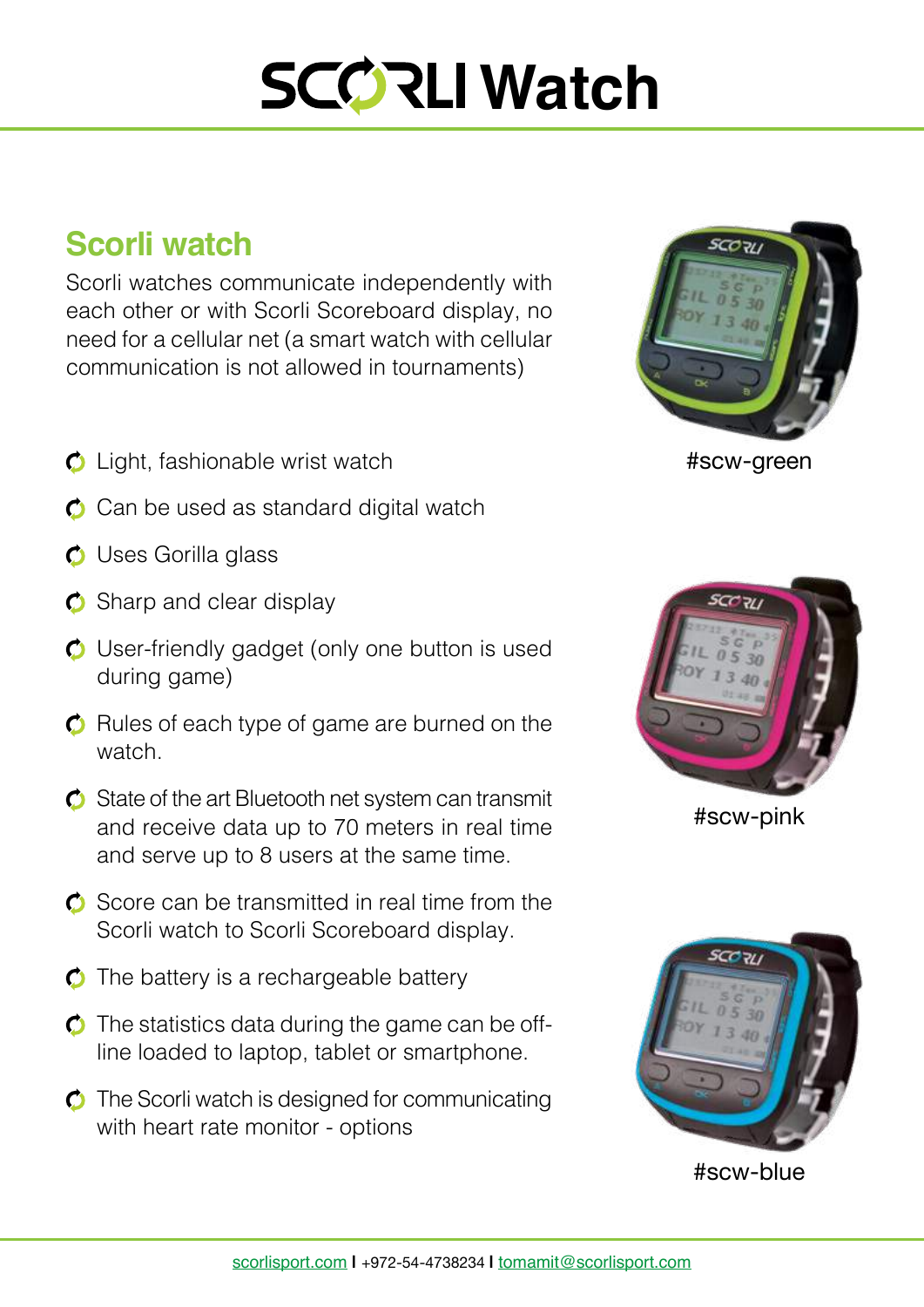# SCORLI Watch

## Scorli watch

Scorli watches communicate independently with each other or with Scorli Scoreboard display, no need for a cellular net (a smart watch with cellular communication is not allowed in tournaments)

- Light, fashionable wrist watch
- Can be used as standard digital watch
- Uses Gorilla glass
- Sharp and clear display
- User-friendly gadget (only one button is used during game)
- Rules of each type of game are burned on the watch.
- State of the art Bluetooth net system can transmit and receive data up to 70 meters in real time and serve up to 8 users at the same time.
- Score can be transmitted in real time from the Scorli watch to Scorli Scoreboard display.
- The battery is a rechargeable battery
- The statistics data during the game can be off-line loaded to laptop, tablet or smartphone.
- The Scorli watch is designed for communicating with heart rate monitor - options

#scw-green

#scw-pink

#scw-blue

scorlisport.com I +972-54-4738234 I tomamit@scorlisport.com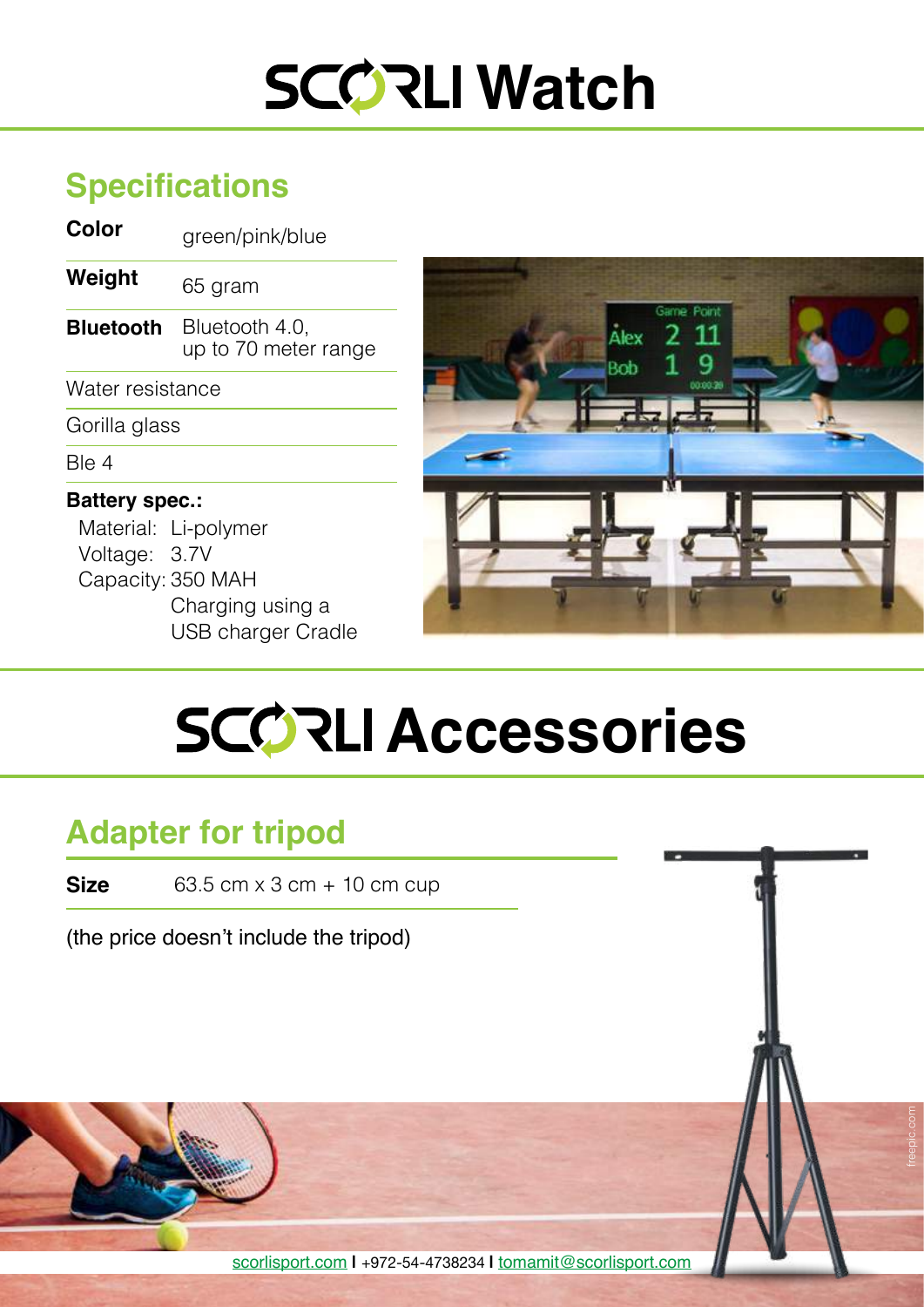# SCORLI Watch

## Specifications

| | |
|---|---|
| **Color** | green/pink/blue |
| **Weight** | 65 gram |
| **Bluetooth** | Bluetooth 4.0, up to 70 meter range |

Water resistance

Gorilla glass

Ble 4

**Battery spec.:**

Material: Li-polymer
Voltage: 3.7V
Capacity: 350 MAH
Charging using a USB charger Cradle

# SCORLI Accessories

## Adapter for tripod

| | |
|---|---|
| **Size** | 63.5 cm x 3 cm + 10 cm cup |

(the price doesn't include the tripod)

scorlisport.com I +972-54-4738234 I tomamit@scorlisport.com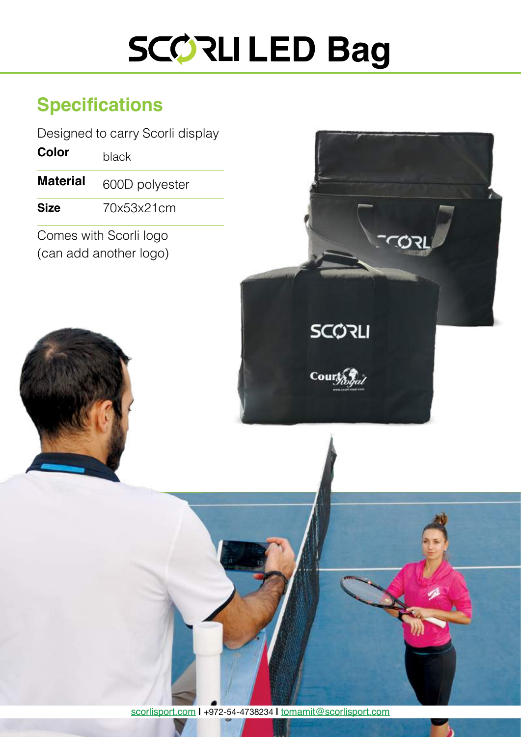# SCORLI LED Bag

## Specifications

Designed to carry Scorli display

| | |
|---|---|
| **Color** | black |
| **Material** | 600D polyester |
| **Size** | 70x53x21cm |

Comes with Scorli logo
(can add another logo)

scorlisport.com I +972-54-4738234 I tomamit@scorlisport.com